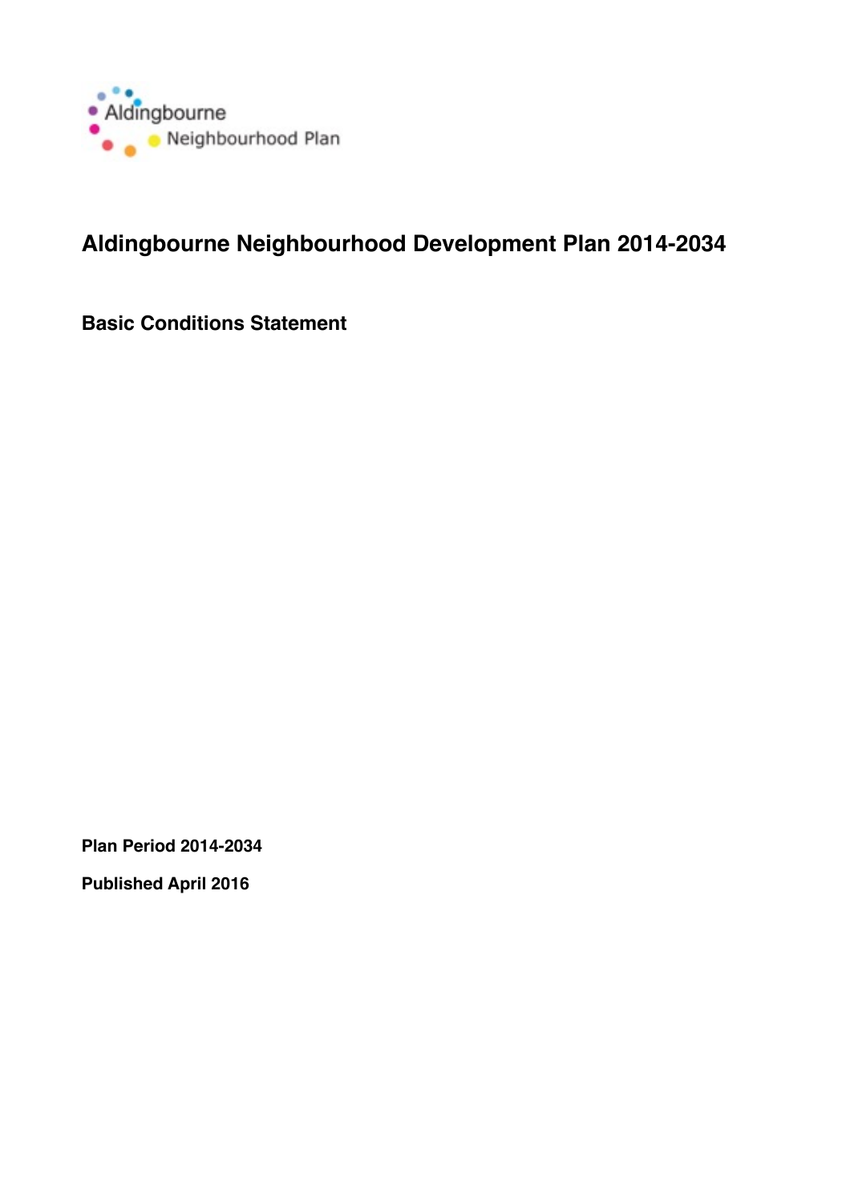Aldingbourne
Neighbourhood Plan

# Aldingbourne Neighbourhood Development Plan 2014-2034

## Basic Conditions Statement

**Plan Period 2014-2034**

**Published April 2016**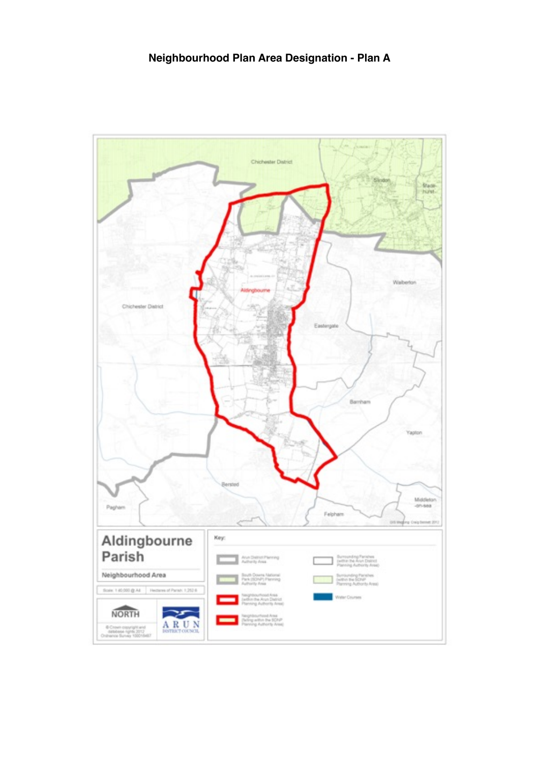# Neighbourhood Plan Area Designation - Plan A

Chichester District

Slindon

Madehurst

Walberton

Aldingbourne

Chichester District

Eastergate

Barnham

Yapton

Bersted

Pagham

Felpham

Middleton-on-sea

GIS Mapping: Craig Bennett 2012

## Aldingbourne Parish

Neighbourhood Area

Scale: 1:40,000 @ A4 | Hectares of Parish: 1,252.6

NORTH

© Crown copyright and database rights 2012 Ordnance Survey 100018487

ARUN DISTRICT COUNCIL

Key:

- Arun District Planning Authority Area
- South Downs National Park (SDNP) Planning Authority Area
- Neighbourhood Area (within the Arun District Planning Authority Area)
- Neighbourhood Area (falling within the SDNP Planning Authority Area)
- Surrounding Parishes (within the Arun District Planning Authority Area)
- Surrounding Parishes (within the SDNP Planning Authority Area)
- Water Courses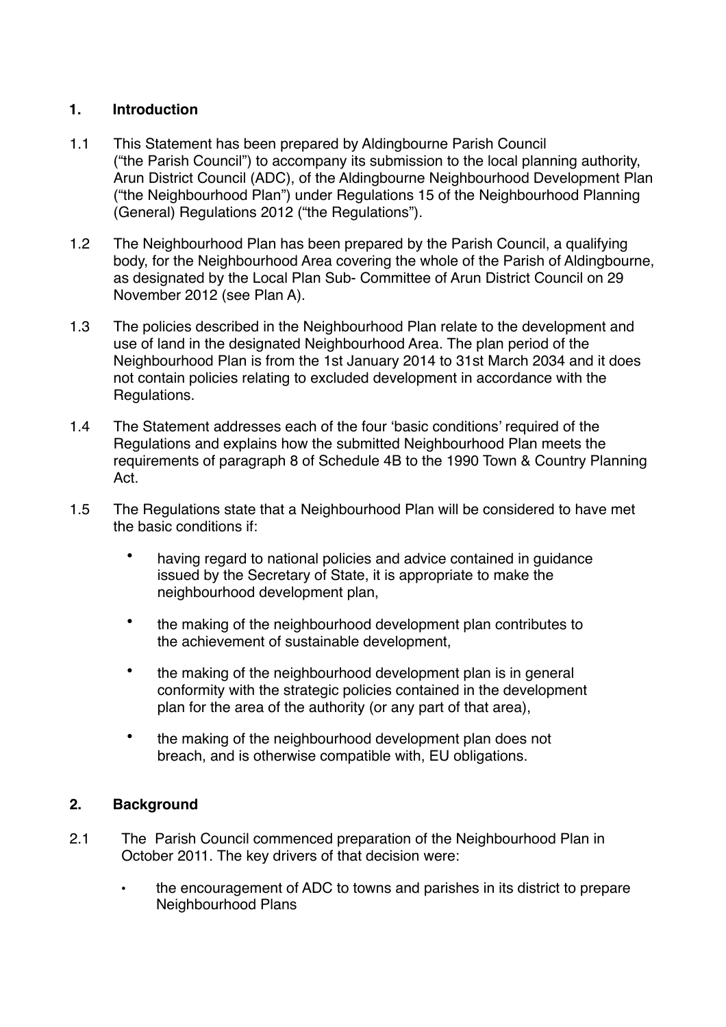## 1. Introduction

1.1 This Statement has been prepared by Aldingbourne Parish Council ("the Parish Council") to accompany its submission to the local planning authority, Arun District Council (ADC), of the Aldingbourne Neighbourhood Development Plan ("the Neighbourhood Plan") under Regulations 15 of the Neighbourhood Planning (General) Regulations 2012 ("the Regulations").

1.2 The Neighbourhood Plan has been prepared by the Parish Council, a qualifying body, for the Neighbourhood Area covering the whole of the Parish of Aldingbourne, as designated by the Local Plan Sub- Committee of Arun District Council on 29 November 2012 (see Plan A).

1.3 The policies described in the Neighbourhood Plan relate to the development and use of land in the designated Neighbourhood Area. The plan period of the Neighbourhood Plan is from the 1st January 2014 to 31st March 2034 and it does not contain policies relating to excluded development in accordance with the Regulations.

1.4 The Statement addresses each of the four 'basic conditions' required of the Regulations and explains how the submitted Neighbourhood Plan meets the requirements of paragraph 8 of Schedule 4B to the 1990 Town & Country Planning Act.

1.5 The Regulations state that a Neighbourhood Plan will be considered to have met the basic conditions if:

- having regard to national policies and advice contained in guidance issued by the Secretary of State, it is appropriate to make the neighbourhood development plan,
- the making of the neighbourhood development plan contributes to the achievement of sustainable development,
- the making of the neighbourhood development plan is in general conformity with the strategic policies contained in the development plan for the area of the authority (or any part of that area),
- the making of the neighbourhood development plan does not breach, and is otherwise compatible with, EU obligations.

## 2. Background

2.1 The Parish Council commenced preparation of the Neighbourhood Plan in October 2011. The key drivers of that decision were:

- the encouragement of ADC to towns and parishes in its district to prepare Neighbourhood Plans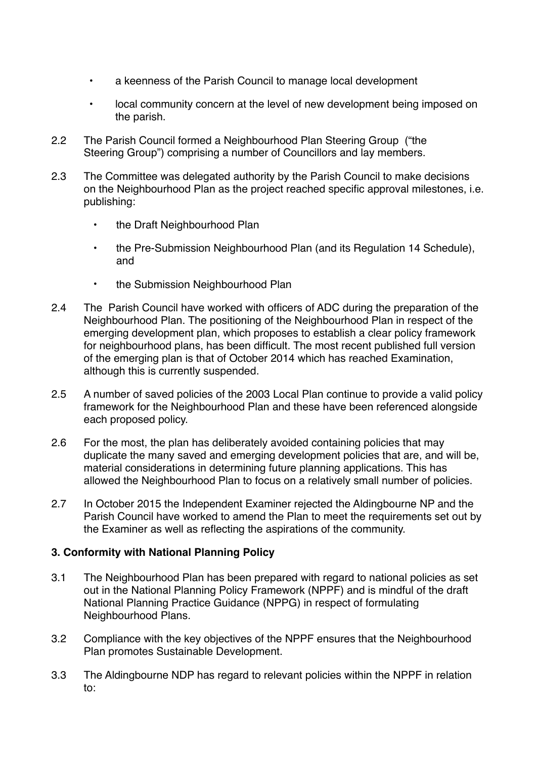- a keenness of the Parish Council to manage local development
- local community concern at the level of new development being imposed on the parish.

2.2 The Parish Council formed a Neighbourhood Plan Steering Group ("the Steering Group") comprising a number of Councillors and lay members.

2.3 The Committee was delegated authority by the Parish Council to make decisions on the Neighbourhood Plan as the project reached specific approval milestones, i.e. publishing:

- the Draft Neighbourhood Plan
- the Pre-Submission Neighbourhood Plan (and its Regulation 14 Schedule), and
- the Submission Neighbourhood Plan

2.4 The Parish Council have worked with officers of ADC during the preparation of the Neighbourhood Plan. The positioning of the Neighbourhood Plan in respect of the emerging development plan, which proposes to establish a clear policy framework for neighbourhood plans, has been difficult. The most recent published full version of the emerging plan is that of October 2014 which has reached Examination, although this is currently suspended.

2.5 A number of saved policies of the 2003 Local Plan continue to provide a valid policy framework for the Neighbourhood Plan and these have been referenced alongside each proposed policy.

2.6 For the most, the plan has deliberately avoided containing policies that may duplicate the many saved and emerging development policies that are, and will be, material considerations in determining future planning applications. This has allowed the Neighbourhood Plan to focus on a relatively small number of policies.

2.7 In October 2015 the Independent Examiner rejected the Aldingbourne NP and the Parish Council have worked to amend the Plan to meet the requirements set out by the Examiner as well as reflecting the aspirations of the community.

**3. Conformity with National Planning Policy**

3.1 The Neighbourhood Plan has been prepared with regard to national policies as set out in the National Planning Policy Framework (NPPF) and is mindful of the draft National Planning Practice Guidance (NPPG) in respect of formulating Neighbourhood Plans.

3.2 Compliance with the key objectives of the NPPF ensures that the Neighbourhood Plan promotes Sustainable Development.

3.3 The Aldingbourne NDP has regard to relevant policies within the NPPF in relation to: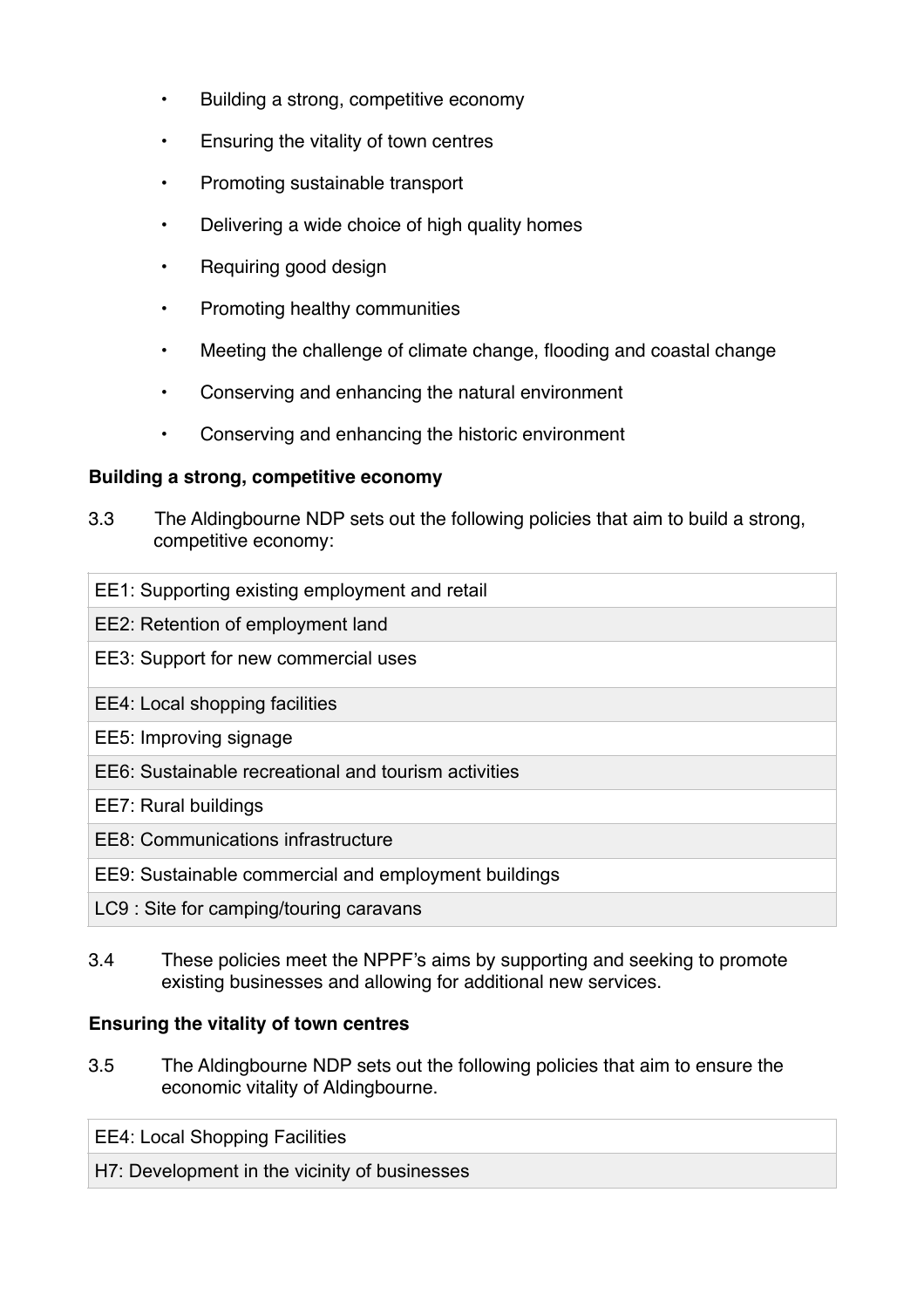- Building a strong, competitive economy
- Ensuring the vitality of town centres
- Promoting sustainable transport
- Delivering a wide choice of high quality homes
- Requiring good design
- Promoting healthy communities
- Meeting the challenge of climate change, flooding and coastal change
- Conserving and enhancing the natural environment
- Conserving and enhancing the historic environment

**Building a strong, competitive economy**

3.3 The Aldingbourne NDP sets out the following policies that aim to build a strong, competitive economy:

| EE1: Supporting existing employment and retail |
| --- |
| EE2: Retention of employment land |
| EE3: Support for new commercial uses |
| EE4: Local shopping facilities |
| EE5: Improving signage |
| EE6: Sustainable recreational and tourism activities |
| EE7: Rural buildings |
| EE8: Communications infrastructure |
| EE9: Sustainable commercial and employment buildings |
| LC9 : Site for camping/touring caravans |

3.4 These policies meet the NPPF's aims by supporting and seeking to promote existing businesses and allowing for additional new services.

**Ensuring the vitality of town centres**

3.5 The Aldingbourne NDP sets out the following policies that aim to ensure the economic vitality of Aldingbourne.

| EE4: Local Shopping Facilities |
| --- |
| H7: Development in the vicinity of businesses |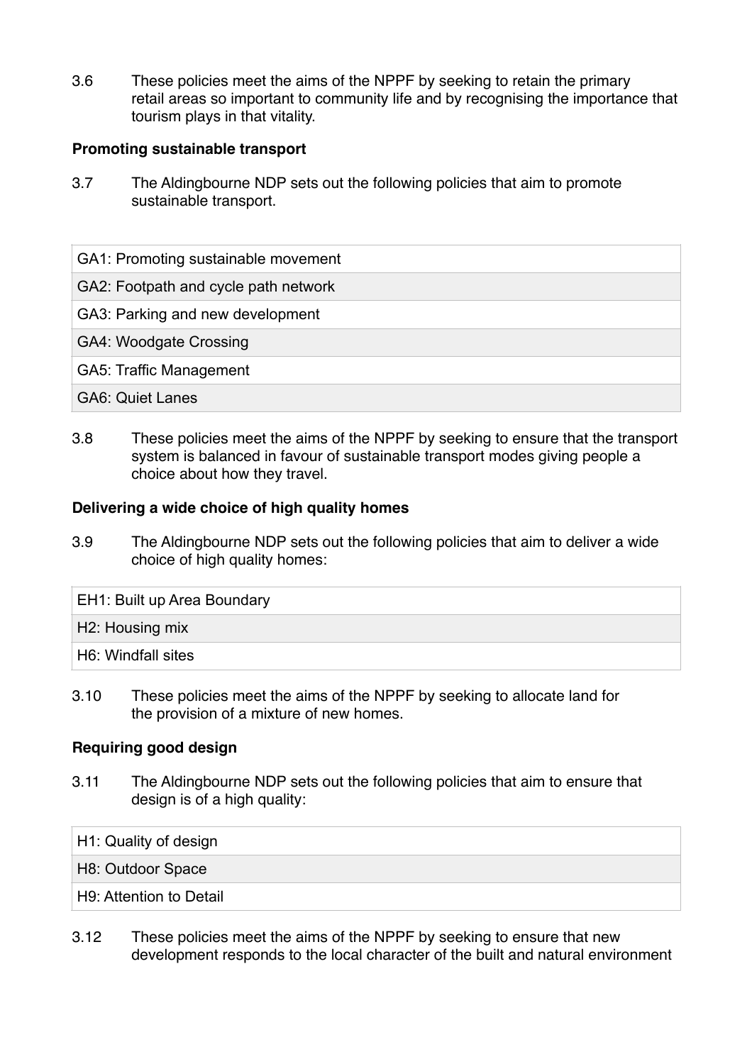3.6 These policies meet the aims of the NPPF by seeking to retain the primary retail areas so important to community life and by recognising the importance that tourism plays in that vitality.

**Promoting sustainable transport**

3.7 The Aldingbourne NDP sets out the following policies that aim to promote sustainable transport.

| |
|---|
| GA1: Promoting sustainable movement |
| GA2: Footpath and cycle path network |
| GA3: Parking and new development |
| GA4: Woodgate Crossing |
| GA5: Traffic Management |
| GA6: Quiet Lanes |

3.8 These policies meet the aims of the NPPF by seeking to ensure that the transport system is balanced in favour of sustainable transport modes giving people a choice about how they travel.

**Delivering a wide choice of high quality homes**

3.9 The Aldingbourne NDP sets out the following policies that aim to deliver a wide choice of high quality homes:

| |
|---|
| EH1: Built up Area Boundary |
| H2: Housing mix |
| H6: Windfall sites |

3.10 These policies meet the aims of the NPPF by seeking to allocate land for the provision of a mixture of new homes.

**Requiring good design**

3.11 The Aldingbourne NDP sets out the following policies that aim to ensure that design is of a high quality:

| |
|---|
| H1: Quality of design |
| H8: Outdoor Space |
| H9: Attention to Detail |

3.12 These policies meet the aims of the NPPF by seeking to ensure that new development responds to the local character of the built and natural environment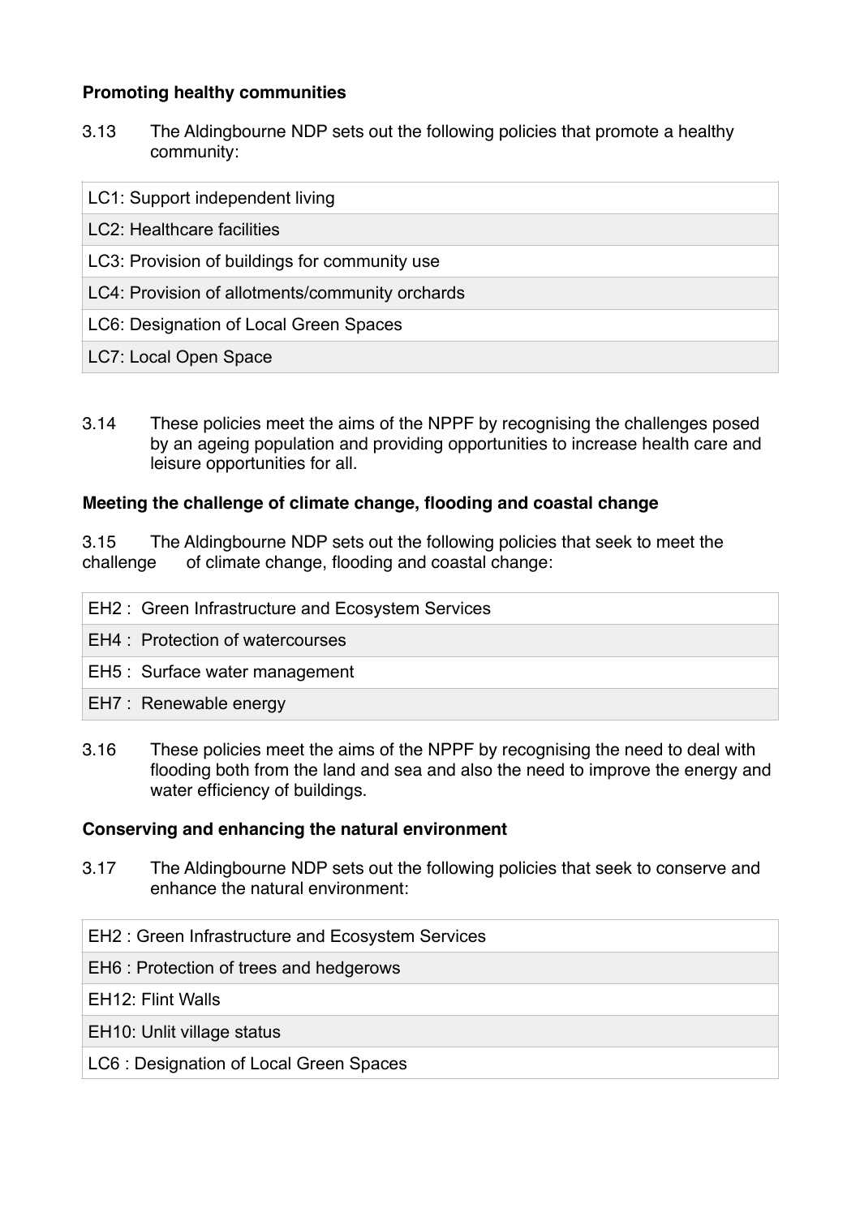**Promoting healthy communities**

3.13 The Aldingbourne NDP sets out the following policies that promote a healthy community:

| LC1: Support independent living |
|---|
| LC2: Healthcare facilities |
| LC3: Provision of buildings for community use |
| LC4: Provision of allotments/community orchards |
| LC6: Designation of Local Green Spaces |
| LC7: Local Open Space |

3.14 These policies meet the aims of the NPPF by recognising the challenges posed by an ageing population and providing opportunities to increase health care and leisure opportunities for all.

**Meeting the challenge of climate change, flooding and coastal change**

3.15 The Aldingbourne NDP sets out the following policies that seek to meet the challenge of climate change, flooding and coastal change:

| EH2 : Green Infrastructure and Ecosystem Services |
|---|
| EH4 : Protection of watercourses |
| EH5 : Surface water management |
| EH7 : Renewable energy |

3.16 These policies meet the aims of the NPPF by recognising the need to deal with flooding both from the land and sea and also the need to improve the energy and water efficiency of buildings.

**Conserving and enhancing the natural environment**

3.17 The Aldingbourne NDP sets out the following policies that seek to conserve and enhance the natural environment:

| EH2 : Green Infrastructure and Ecosystem Services |
|---|
| EH6 : Protection of trees and hedgerows |
| EH12: Flint Walls |
| EH10: Unlit village status |
| LC6 : Designation of Local Green Spaces |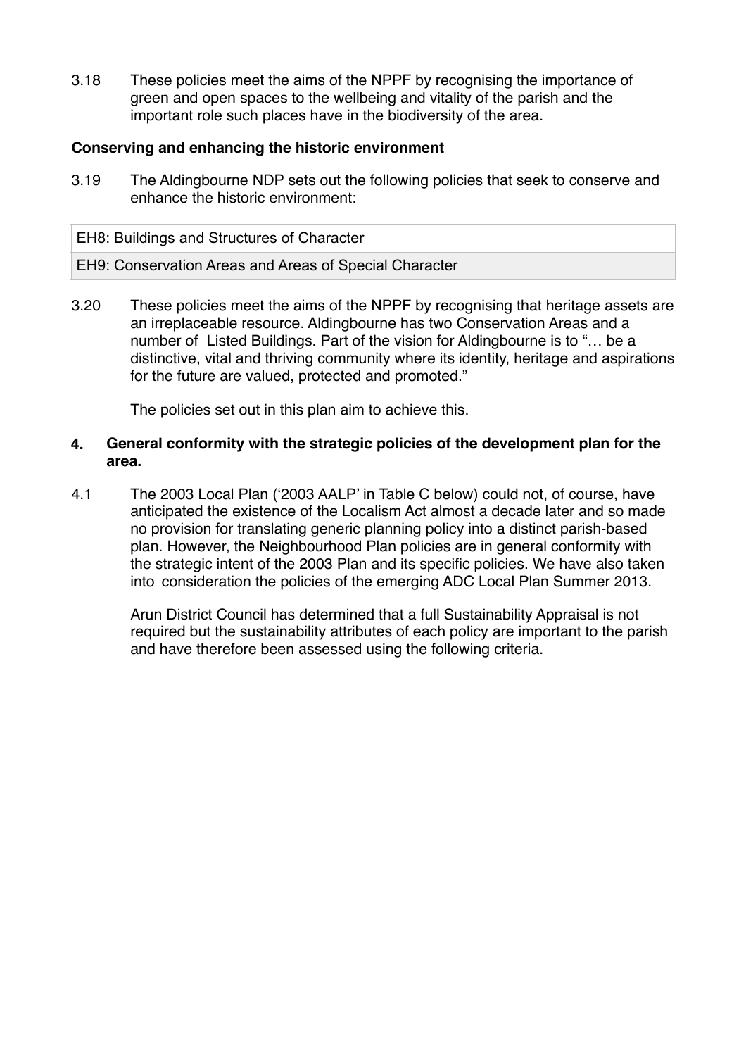3.18 These policies meet the aims of the NPPF by recognising the importance of green and open spaces to the wellbeing and vitality of the parish and the important role such places have in the biodiversity of the area.

**Conserving and enhancing the historic environment**

3.19 The Aldingbourne NDP sets out the following policies that seek to conserve and enhance the historic environment:

| EH8: Buildings and Structures of Character |
|---|
| EH9: Conservation Areas and Areas of Special Character |

3.20 These policies meet the aims of the NPPF by recognising that heritage assets are an irreplaceable resource. Aldingbourne has two Conservation Areas and a number of Listed Buildings. Part of the vision for Aldingbourne is to "… be a distinctive, vital and thriving community where its identity, heritage and aspirations for the future are valued, protected and promoted."

The policies set out in this plan aim to achieve this.

## 4. General conformity with the strategic policies of the development plan for the area.

4.1 The 2003 Local Plan ('2003 AALP' in Table C below) could not, of course, have anticipated the existence of the Localism Act almost a decade later and so made no provision for translating generic planning policy into a distinct parish-based plan. However, the Neighbourhood Plan policies are in general conformity with the strategic intent of the 2003 Plan and its specific policies. We have also taken into consideration the policies of the emerging ADC Local Plan Summer 2013.

Arun District Council has determined that a full Sustainability Appraisal is not required but the sustainability attributes of each policy are important to the parish and have therefore been assessed using the following criteria.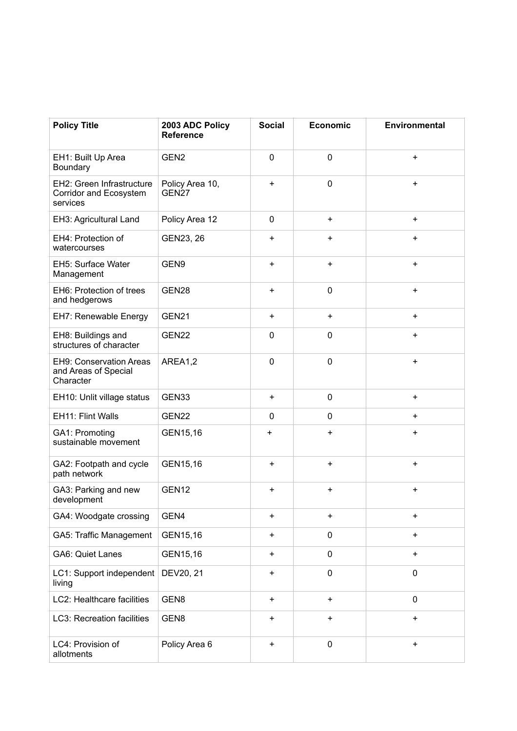| Policy Title | 2003 ADC Policy Reference | Social | Economic | Environmental |
|---|---|---|---|---|
| EH1: Built Up Area Boundary | GEN2 | 0 | 0 | + |
| EH2: Green Infrastructure Corridor and Ecosystem services | Policy Area 10, GEN27 | + | 0 | + |
| EH3: Agricultural Land | Policy Area 12 | 0 | + | + |
| EH4: Protection of watercourses | GEN23, 26 | + | + | + |
| EH5: Surface Water Management | GEN9 | + | + | + |
| EH6: Protection of trees and hedgerows | GEN28 | + | 0 | + |
| EH7: Renewable Energy | GEN21 | + | + | + |
| EH8: Buildings and structures of character | GEN22 | 0 | 0 | + |
| EH9: Conservation Areas and Areas of Special Character | AREA1,2 | 0 | 0 | + |
| EH10: Unlit village status | GEN33 | + | 0 | + |
| EH11: Flint Walls | GEN22 | 0 | 0 | + |
| GA1: Promoting sustainable movement | GEN15,16 | + | + | + |
| GA2: Footpath and cycle path network | GEN15,16 | + | + | + |
| GA3: Parking and new development | GEN12 | + | + | + |
| GA4: Woodgate crossing | GEN4 | + | + | + |
| GA5: Traffic Management | GEN15,16 | + | 0 | + |
| GA6: Quiet Lanes | GEN15,16 | + | 0 | + |
| LC1: Support independent living | DEV20, 21 | + | 0 | 0 |
| LC2: Healthcare facilities | GEN8 | + | + | 0 |
| LC3: Recreation facilities | GEN8 | + | + | + |
| LC4: Provision of allotments | Policy Area 6 | + | 0 | + |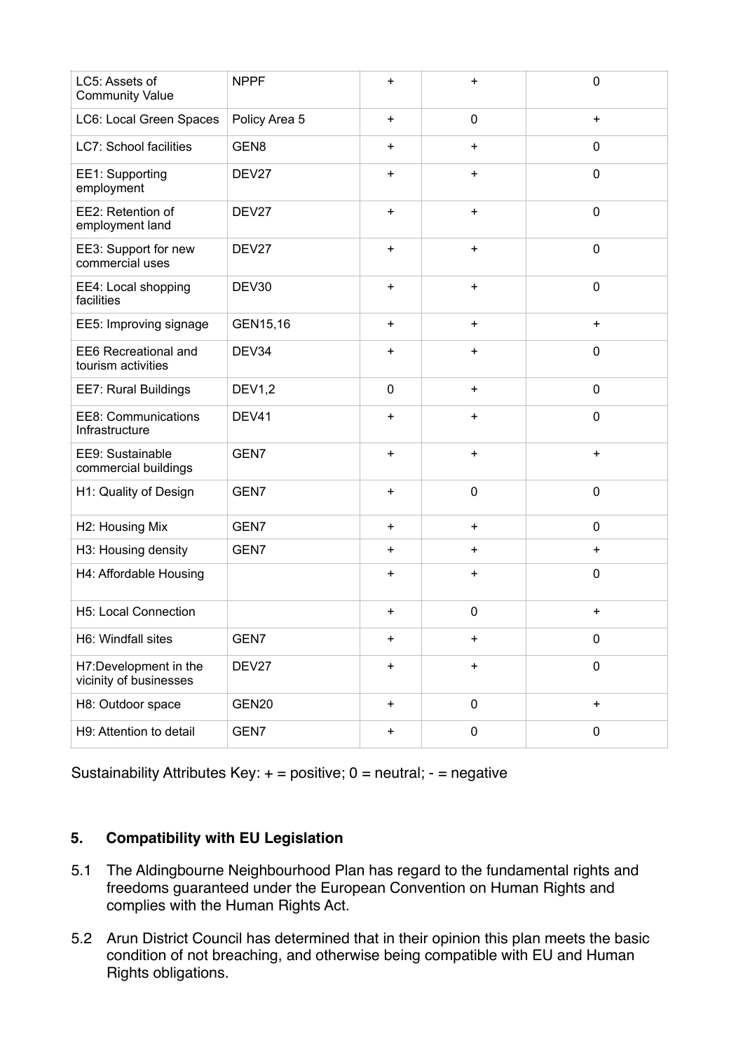| LC5: Assets of Community Value | NPPF | + | + | 0 |
|---|---|---|---|---|
| LC6: Local Green Spaces | Policy Area 5 | + | 0 | + |
| LC7: School facilities | GEN8 | + | + | 0 |
| EE1: Supporting employment | DEV27 | + | + | 0 |
| EE2: Retention of employment land | DEV27 | + | + | 0 |
| EE3: Support for new commercial uses | DEV27 | + | + | 0 |
| EE4: Local shopping facilities | DEV30 | + | + | 0 |
| EE5: Improving signage | GEN15,16 | + | + | + |
| EE6 Recreational and tourism activities | DEV34 | + | + | 0 |
| EE7: Rural Buildings | DEV1,2 | 0 | + | 0 |
| EE8: Communications Infrastructure | DEV41 | + | + | 0 |
| EE9: Sustainable commercial buildings | GEN7 | + | + | + |
| H1: Quality of Design | GEN7 | + | 0 | 0 |
| H2: Housing Mix | GEN7 | + | + | 0 |
| H3: Housing density | GEN7 | + | + | + |
| H4: Affordable Housing | | + | + | 0 |
| H5: Local Connection | | + | 0 | + |
| H6: Windfall sites | GEN7 | + | + | 0 |
| H7:Development in the vicinity of businesses | DEV27 | + | + | 0 |
| H8: Outdoor space | GEN20 | + | 0 | + |
| H9: Attention to detail | GEN7 | + | 0 | 0 |

Sustainability Attributes Key: + = positive; 0 = neutral; - = negative

## 5. Compatibility with EU Legislation

5.1 The Aldingbourne Neighbourhood Plan has regard to the fundamental rights and freedoms guaranteed under the European Convention on Human Rights and complies with the Human Rights Act.

5.2 Arun District Council has determined that in their opinion this plan meets the basic condition of not breaching, and otherwise being compatible with EU and Human Rights obligations.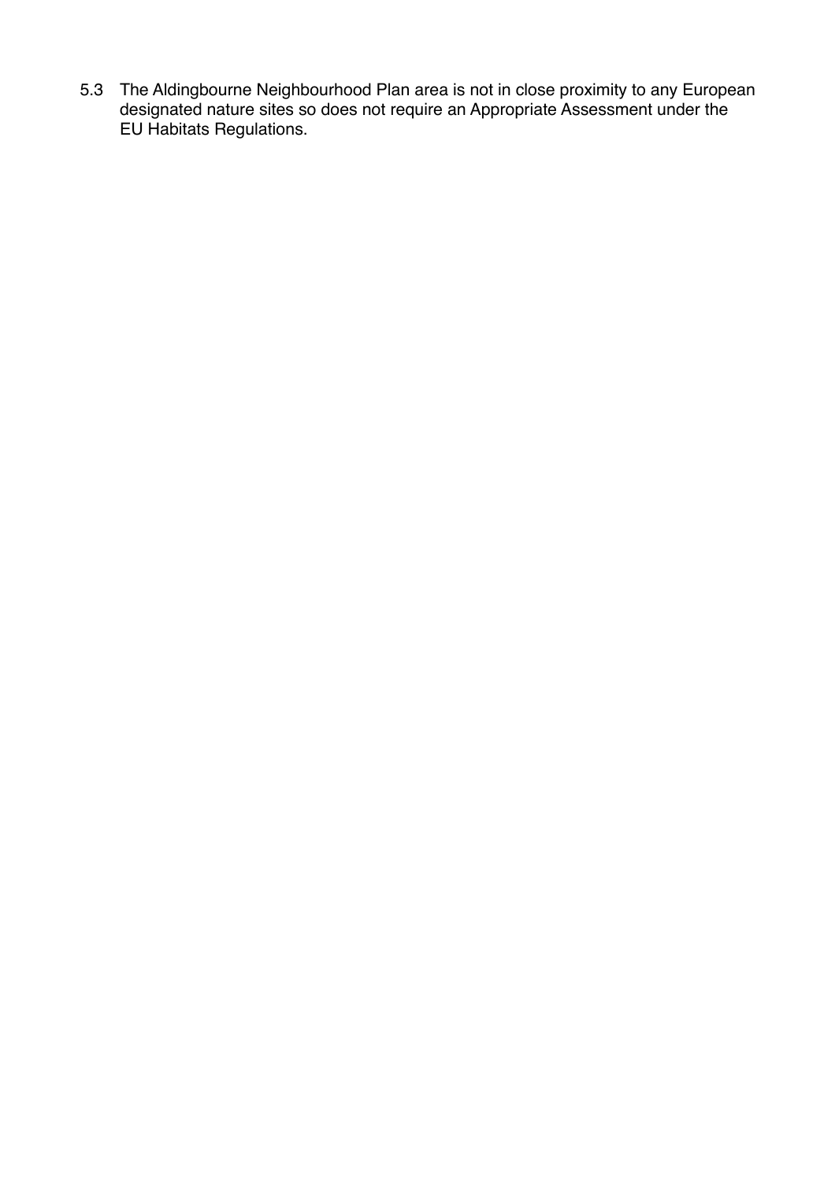5.3 The Aldingbourne Neighbourhood Plan area is not in close proximity to any European designated nature sites so does not require an Appropriate Assessment under the EU Habitats Regulations.